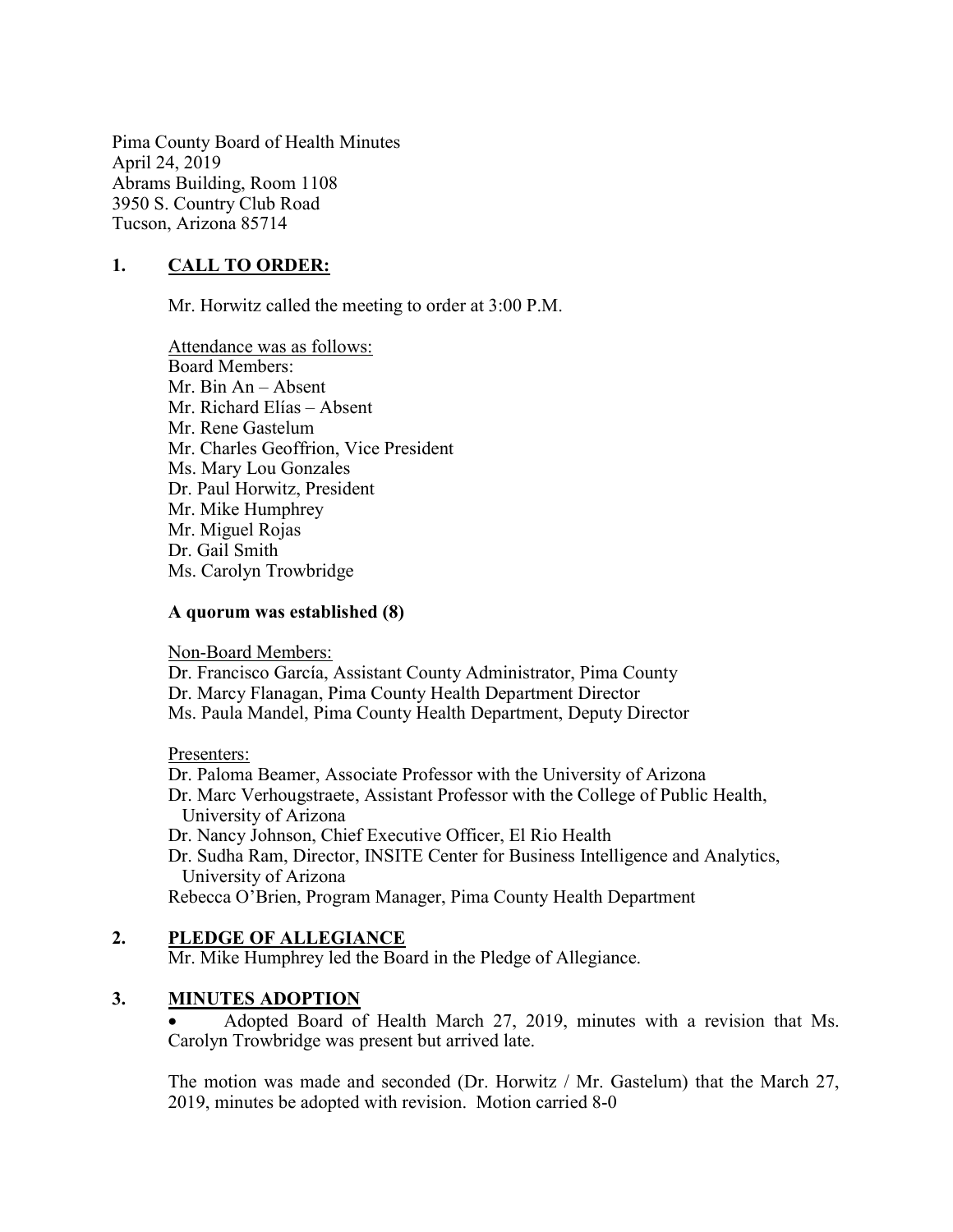Pima County Board of Health Minutes
April 24, 2019
Abrams Building, Room 1108
3950 S. Country Club Road
Tucson, Arizona 85714

## 1. CALL TO ORDER:

Mr. Horwitz called the meeting to order at 3:00 P.M.

Attendance was as follows:
Board Members:
Mr. Bin An – Absent
Mr. Richard Elías – Absent
Mr. Rene Gastelum
Mr. Charles Geoffrion, Vice President
Ms. Mary Lou Gonzales
Dr. Paul Horwitz, President
Mr. Mike Humphrey
Mr. Miguel Rojas
Dr. Gail Smith
Ms. Carolyn Trowbridge

**A quorum was established (8)**

Non-Board Members:
Dr. Francisco García, Assistant County Administrator, Pima County
Dr. Marcy Flanagan, Pima County Health Department Director
Ms. Paula Mandel, Pima County Health Department, Deputy Director

Presenters:
Dr. Paloma Beamer, Associate Professor with the University of Arizona
Dr. Marc Verhougstraete, Assistant Professor with the College of Public Health, University of Arizona
Dr. Nancy Johnson, Chief Executive Officer, El Rio Health
Dr. Sudha Ram, Director, INSITE Center for Business Intelligence and Analytics, University of Arizona
Rebecca O'Brien, Program Manager, Pima County Health Department

## 2. PLEDGE OF ALLEGIANCE

Mr. Mike Humphrey led the Board in the Pledge of Allegiance.

## 3. MINUTES ADOPTION

- Adopted Board of Health March 27, 2019, minutes with a revision that Ms. Carolyn Trowbridge was present but arrived late.

The motion was made and seconded (Dr. Horwitz / Mr. Gastelum) that the March 27, 2019, minutes be adopted with revision. Motion carried 8-0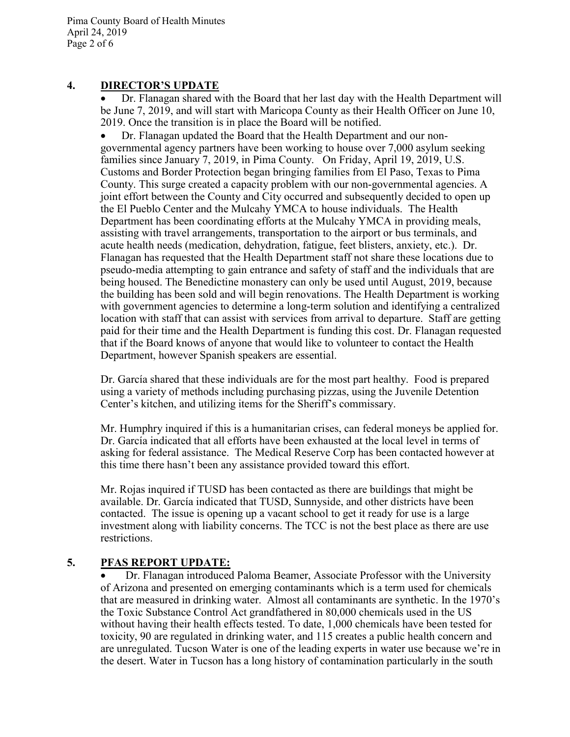## 4. DIRECTOR'S UPDATE

- Dr. Flanagan shared with the Board that her last day with the Health Department will be June 7, 2019, and will start with Maricopa County as their Health Officer on June 10, 2019. Once the transition is in place the Board will be notified.
- Dr. Flanagan updated the Board that the Health Department and our non-governmental agency partners have been working to house over 7,000 asylum seeking families since January 7, 2019, in Pima County. On Friday, April 19, 2019, U.S. Customs and Border Protection began bringing families from El Paso, Texas to Pima County. This surge created a capacity problem with our non-governmental agencies. A joint effort between the County and City occurred and subsequently decided to open up the El Pueblo Center and the Mulcahy YMCA to house individuals. The Health Department has been coordinating efforts at the Mulcahy YMCA in providing meals, assisting with travel arrangements, transportation to the airport or bus terminals, and acute health needs (medication, dehydration, fatigue, feet blisters, anxiety, etc.). Dr. Flanagan has requested that the Health Department staff not share these locations due to pseudo-media attempting to gain entrance and safety of staff and the individuals that are being housed. The Benedictine monastery can only be used until August, 2019, because the building has been sold and will begin renovations. The Health Department is working with government agencies to determine a long-term solution and identifying a centralized location with staff that can assist with services from arrival to departure. Staff are getting paid for their time and the Health Department is funding this cost. Dr. Flanagan requested that if the Board knows of anyone that would like to volunteer to contact the Health Department, however Spanish speakers are essential.

Dr. García shared that these individuals are for the most part healthy. Food is prepared using a variety of methods including purchasing pizzas, using the Juvenile Detention Center's kitchen, and utilizing items for the Sheriff's commissary.

Mr. Humphry inquired if this is a humanitarian crises, can federal moneys be applied for. Dr. García indicated that all efforts have been exhausted at the local level in terms of asking for federal assistance. The Medical Reserve Corp has been contacted however at this time there hasn't been any assistance provided toward this effort.

Mr. Rojas inquired if TUSD has been contacted as there are buildings that might be available. Dr. García indicated that TUSD, Sunnyside, and other districts have been contacted. The issue is opening up a vacant school to get it ready for use is a large investment along with liability concerns. The TCC is not the best place as there are use restrictions.

## 5. PFAS REPORT UPDATE:

- Dr. Flanagan introduced Paloma Beamer, Associate Professor with the University of Arizona and presented on emerging contaminants which is a term used for chemicals that are measured in drinking water. Almost all contaminants are synthetic. In the 1970's the Toxic Substance Control Act grandfathered in 80,000 chemicals used in the US without having their health effects tested. To date, 1,000 chemicals have been tested for toxicity, 90 are regulated in drinking water, and 115 creates a public health concern and are unregulated. Tucson Water is one of the leading experts in water use because we're in the desert. Water in Tucson has a long history of contamination particularly in the south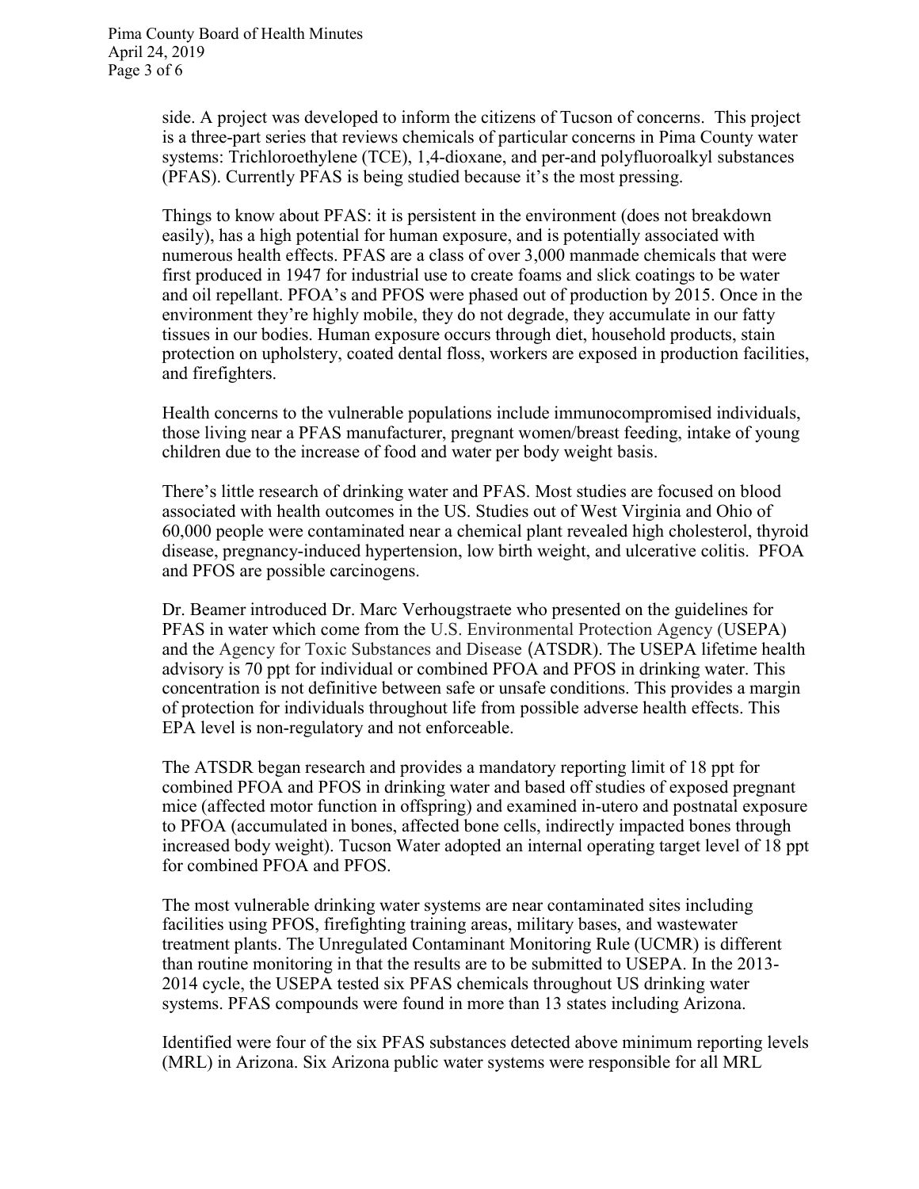side. A project was developed to inform the citizens of Tucson of concerns. This project is a three-part series that reviews chemicals of particular concerns in Pima County water systems: Trichloroethylene (TCE), 1,4-dioxane, and per-and polyfluoroalkyl substances (PFAS). Currently PFAS is being studied because it's the most pressing.

Things to know about PFAS: it is persistent in the environment (does not breakdown easily), has a high potential for human exposure, and is potentially associated with numerous health effects. PFAS are a class of over 3,000 manmade chemicals that were first produced in 1947 for industrial use to create foams and slick coatings to be water and oil repellant. PFOA's and PFOS were phased out of production by 2015. Once in the environment they're highly mobile, they do not degrade, they accumulate in our fatty tissues in our bodies. Human exposure occurs through diet, household products, stain protection on upholstery, coated dental floss, workers are exposed in production facilities, and firefighters.

Health concerns to the vulnerable populations include immunocompromised individuals, those living near a PFAS manufacturer, pregnant women/breast feeding, intake of young children due to the increase of food and water per body weight basis.

There's little research of drinking water and PFAS. Most studies are focused on blood associated with health outcomes in the US. Studies out of West Virginia and Ohio of 60,000 people were contaminated near a chemical plant revealed high cholesterol, thyroid disease, pregnancy-induced hypertension, low birth weight, and ulcerative colitis. PFOA and PFOS are possible carcinogens.

Dr. Beamer introduced Dr. Marc Verhougstraete who presented on the guidelines for PFAS in water which come from the U.S. Environmental Protection Agency (USEPA) and the Agency for Toxic Substances and Disease (ATSDR). The USEPA lifetime health advisory is 70 ppt for individual or combined PFOA and PFOS in drinking water. This concentration is not definitive between safe or unsafe conditions. This provides a margin of protection for individuals throughout life from possible adverse health effects. This EPA level is non-regulatory and not enforceable.

The ATSDR began research and provides a mandatory reporting limit of 18 ppt for combined PFOA and PFOS in drinking water and based off studies of exposed pregnant mice (affected motor function in offspring) and examined in-utero and postnatal exposure to PFOA (accumulated in bones, affected bone cells, indirectly impacted bones through increased body weight). Tucson Water adopted an internal operating target level of 18 ppt for combined PFOA and PFOS.

The most vulnerable drinking water systems are near contaminated sites including facilities using PFOS, firefighting training areas, military bases, and wastewater treatment plants. The Unregulated Contaminant Monitoring Rule (UCMR) is different than routine monitoring in that the results are to be submitted to USEPA. In the 2013-2014 cycle, the USEPA tested six PFAS chemicals throughout US drinking water systems. PFAS compounds were found in more than 13 states including Arizona.

Identified were four of the six PFAS substances detected above minimum reporting levels (MRL) in Arizona. Six Arizona public water systems were responsible for all MRL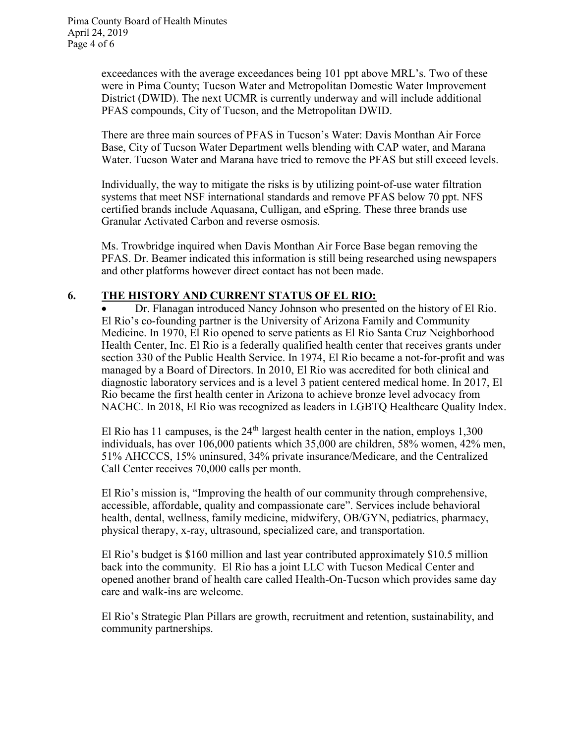exceedances with the average exceedances being 101 ppt above MRL's. Two of these were in Pima County; Tucson Water and Metropolitan Domestic Water Improvement District (DWID). The next UCMR is currently underway and will include additional PFAS compounds, City of Tucson, and the Metropolitan DWID.

There are three main sources of PFAS in Tucson's Water: Davis Monthan Air Force Base, City of Tucson Water Department wells blending with CAP water, and Marana Water. Tucson Water and Marana have tried to remove the PFAS but still exceed levels.

Individually, the way to mitigate the risks is by utilizing point-of-use water filtration systems that meet NSF international standards and remove PFAS below 70 ppt. NFS certified brands include Aquasana, Culligan, and eSpring. These three brands use Granular Activated Carbon and reverse osmosis.

Ms. Trowbridge inquired when Davis Monthan Air Force Base began removing the PFAS. Dr. Beamer indicated this information is still being researched using newspapers and other platforms however direct contact has not been made.

## 6. THE HISTORY AND CURRENT STATUS OF EL RIO:

- Dr. Flanagan introduced Nancy Johnson who presented on the history of El Rio. El Rio's co-founding partner is the University of Arizona Family and Community Medicine. In 1970, El Rio opened to serve patients as El Rio Santa Cruz Neighborhood Health Center, Inc. El Rio is a federally qualified health center that receives grants under section 330 of the Public Health Service. In 1974, El Rio became a not-for-profit and was managed by a Board of Directors. In 2010, El Rio was accredited for both clinical and diagnostic laboratory services and is a level 3 patient centered medical home. In 2017, El Rio became the first health center in Arizona to achieve bronze level advocacy from NACHC. In 2018, El Rio was recognized as leaders in LGBTQ Healthcare Quality Index.

El Rio has 11 campuses, is the 24th largest health center in the nation, employs 1,300 individuals, has over 106,000 patients which 35,000 are children, 58% women, 42% men, 51% AHCCCS, 15% uninsured, 34% private insurance/Medicare, and the Centralized Call Center receives 70,000 calls per month.

El Rio's mission is, "Improving the health of our community through comprehensive, accessible, affordable, quality and compassionate care". Services include behavioral health, dental, wellness, family medicine, midwifery, OB/GYN, pediatrics, pharmacy, physical therapy, x-ray, ultrasound, specialized care, and transportation.

El Rio's budget is $160 million and last year contributed approximately $10.5 million back into the community. El Rio has a joint LLC with Tucson Medical Center and opened another brand of health care called Health-On-Tucson which provides same day care and walk-ins are welcome.

El Rio's Strategic Plan Pillars are growth, recruitment and retention, sustainability, and community partnerships.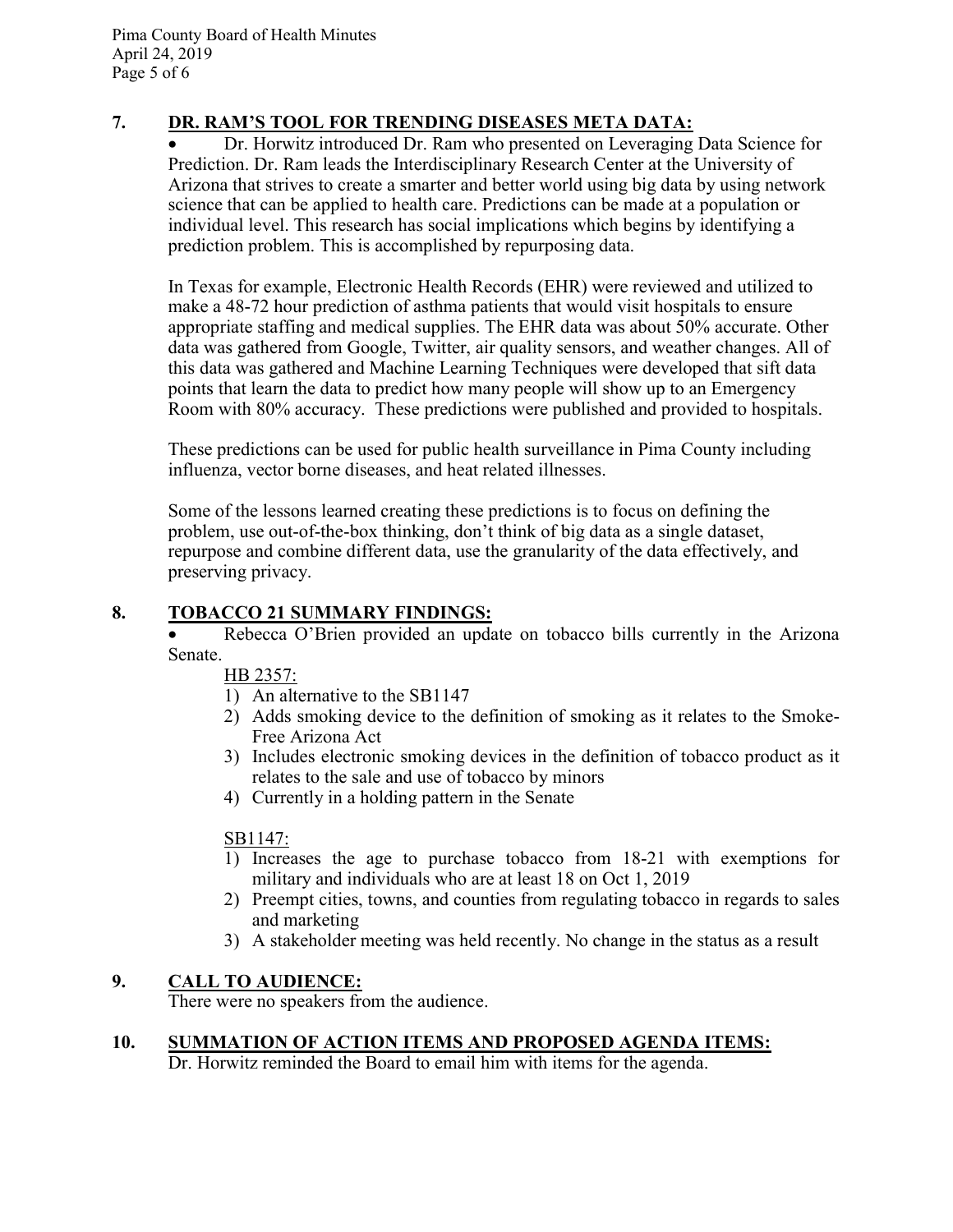## 7. DR. RAM'S TOOL FOR TRENDING DISEASES META DATA:

- Dr. Horwitz introduced Dr. Ram who presented on Leveraging Data Science for Prediction. Dr. Ram leads the Interdisciplinary Research Center at the University of Arizona that strives to create a smarter and better world using big data by using network science that can be applied to health care. Predictions can be made at a population or individual level. This research has social implications which begins by identifying a prediction problem. This is accomplished by repurposing data.

In Texas for example, Electronic Health Records (EHR) were reviewed and utilized to make a 48-72 hour prediction of asthma patients that would visit hospitals to ensure appropriate staffing and medical supplies. The EHR data was about 50% accurate. Other data was gathered from Google, Twitter, air quality sensors, and weather changes. All of this data was gathered and Machine Learning Techniques were developed that sift data points that learn the data to predict how many people will show up to an Emergency Room with 80% accuracy. These predictions were published and provided to hospitals.

These predictions can be used for public health surveillance in Pima County including influenza, vector borne diseases, and heat related illnesses.

Some of the lessons learned creating these predictions is to focus on defining the problem, use out-of-the-box thinking, don't think of big data as a single dataset, repurpose and combine different data, use the granularity of the data effectively, and preserving privacy.

## 8. TOBACCO 21 SUMMARY FINDINGS:

- Rebecca O'Brien provided an update on tobacco bills currently in the Arizona Senate.

HB 2357:

1) An alternative to the SB1147
2) Adds smoking device to the definition of smoking as it relates to the Smoke-Free Arizona Act
3) Includes electronic smoking devices in the definition of tobacco product as it relates to the sale and use of tobacco by minors
4) Currently in a holding pattern in the Senate

SB1147:

1) Increases the age to purchase tobacco from 18-21 with exemptions for military and individuals who are at least 18 on Oct 1, 2019
2) Preempt cities, towns, and counties from regulating tobacco in regards to sales and marketing
3) A stakeholder meeting was held recently. No change in the status as a result

## 9. CALL TO AUDIENCE:

There were no speakers from the audience.

## 10. SUMMATION OF ACTION ITEMS AND PROPOSED AGENDA ITEMS:

Dr. Horwitz reminded the Board to email him with items for the agenda.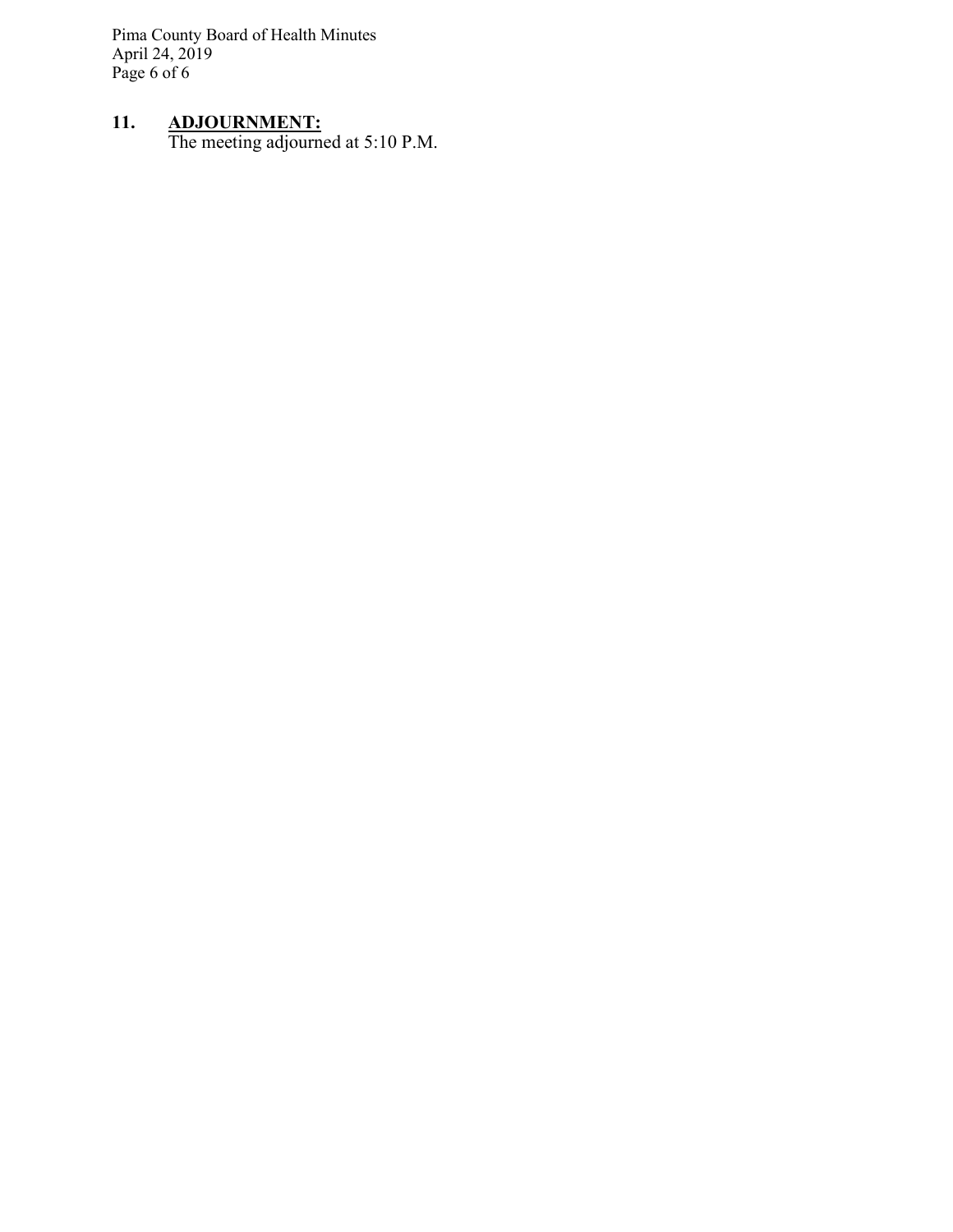## 11. ADJOURNMENT:

The meeting adjourned at 5:10 P.M.